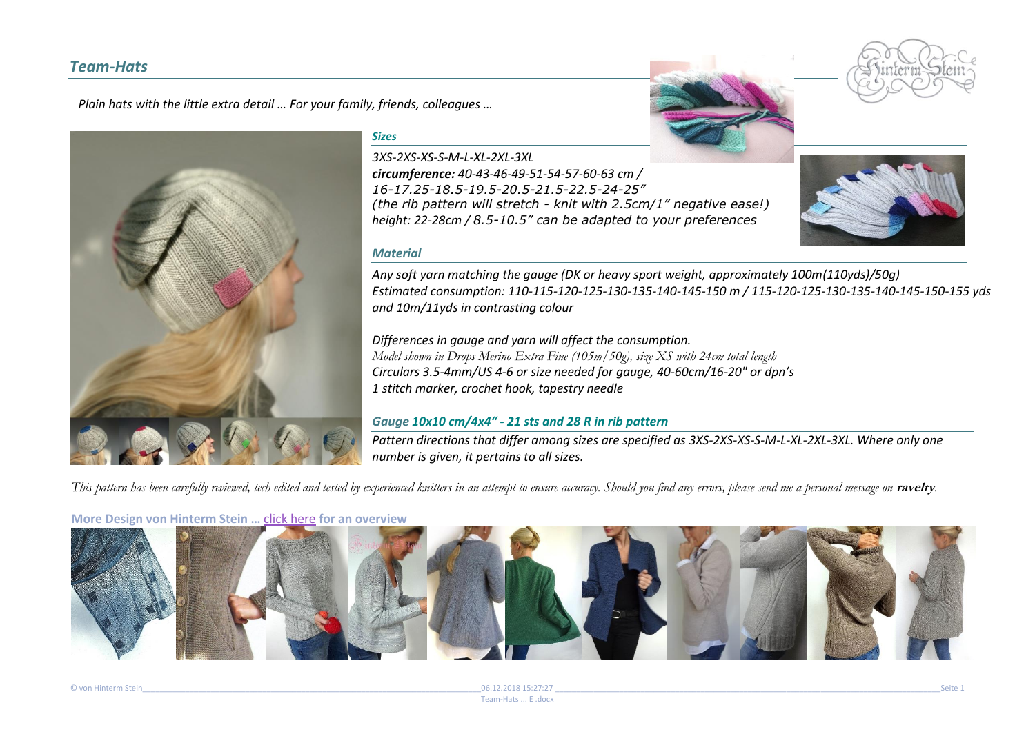## *Team-Hats*

*Plain hats with the little extra detail … For your family, friends, colleagues …*

### *Sizes*

*3XS-2XS-XS-S-M-L-XL-2XL-3XL*
***circumference:*** *40-43-46-49-51-54-57-60-63 cm /*
*16-17.25-18.5-19.5-20.5-21.5-22.5-24-25"*
*(the rib pattern will stretch - knit with 2.5cm/1" negative ease!)*
*height: 22-28cm / 8.5-10.5" can be adapted to your preferences*

### *Material*

*Any soft yarn matching the gauge (DK or heavy sport weight, approximately 100m(110yds)/50g)*
*Estimated consumption: 110-115-120-125-130-135-140-145-150 m / 115-120-125-130-135-140-145-150-155 yds and 10m/11yds in contrasting colour*

*Differences in gauge and yarn will affect the consumption.*
*Model shown in Drops Merino Extra Fine (105m/50g), size XS with 24cm total length*
*Circulars 3.5-4mm/US 4-6 or size needed for gauge, 40-60cm/16-20" or dpn's*
*1 stitch marker, crochet hook, tapestry needle*

### *Gauge 10x10 cm/4x4" - 21 sts and 28 R in rib pattern*

*Pattern directions that differ among sizes are specified as 3XS-2XS-XS-S-M-L-XL-2XL-3XL. Where only one number is given, it pertains to all sizes.*

*This pattern has been carefully reviewed, tech edited and tested by experienced knitters in an attempt to ensure accuracy. Should you find any errors, please send me a personal message on* ***ravelry****.*

**More Design von Hinterm Stein …** click here **for an overview**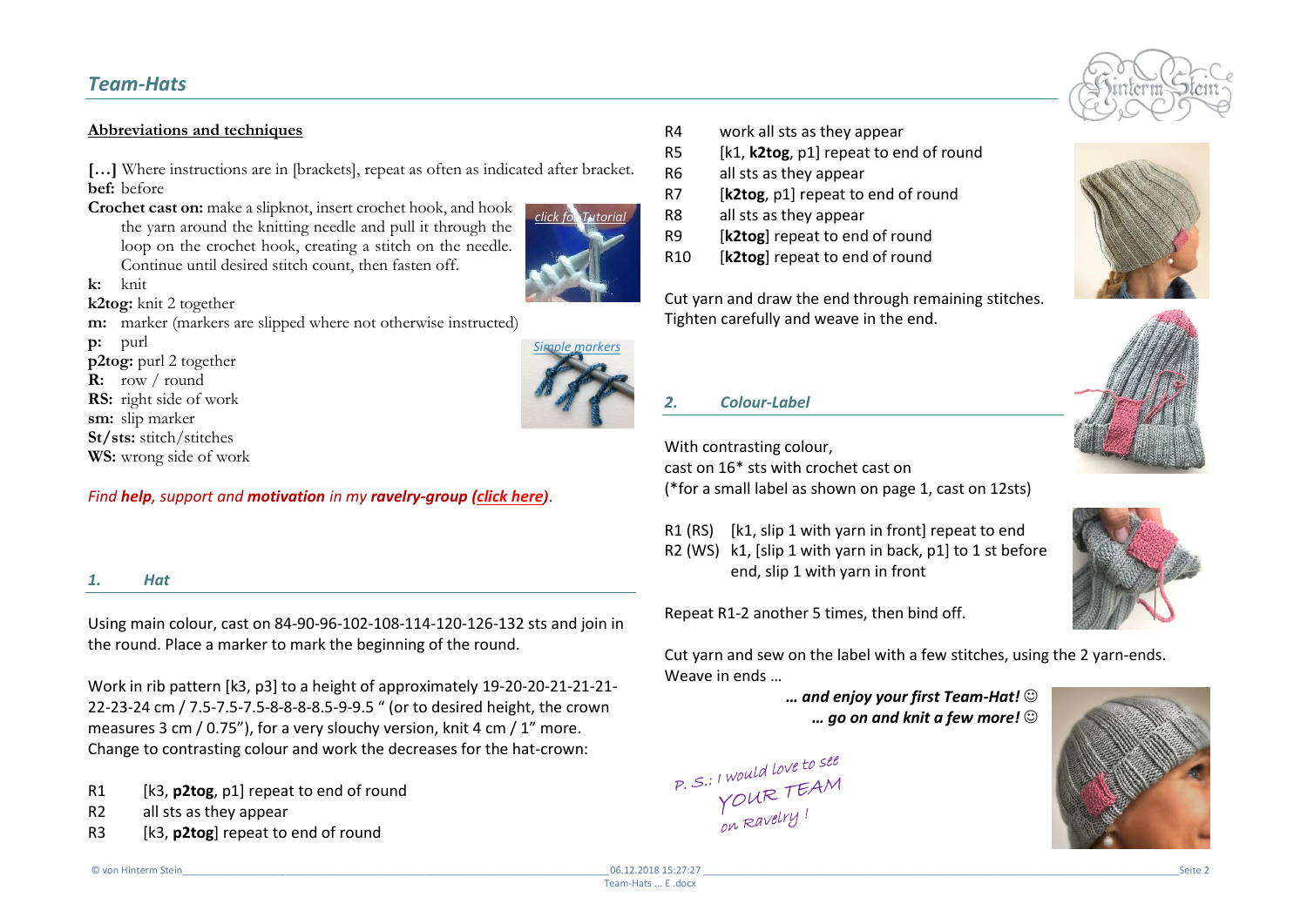## Team-Hats

### Abbreviations and techniques

**[…]** Where instructions are in [brackets], repeat as often as indicated after bracket.
**bef:** before
**Crochet cast on:** make a slipknot, insert crochet hook, and hook the yarn around the knitting needle and pull it through the loop on the crochet hook, creating a stitch on the needle. Continue until desired stitch count, then fasten off.
**k:** knit
**k2tog:** knit 2 together
**m:** marker (markers are slipped where not otherwise instructed)
**p:** purl
**p2tog:** purl 2 together
**R:** row / round
**RS:** right side of work
**sm:** slip marker
**St/sts:** stitch/stitches
**WS:** wrong side of work

click for Tutorial

Simple markers

*Find **help**, support and **motivation** in my **ravelry-group** (click here).*

### 1. Hat

Using main colour, cast on 84-90-96-102-108-114-120-126-132 sts and join in the round. Place a marker to mark the beginning of the round.

Work in rib pattern [k3, p3] to a height of approximately 19-20-20-21-21-21-22-23-24 cm / 7.5-7.5-7.5-8-8-8-8.5-9-9.5 " (or to desired height, the crown measures 3 cm / 0.75"), for a very slouchy version, knit 4 cm / 1" more.
Change to contrasting colour and work the decreases for the hat-crown:

R1 [k3, **p2tog**, p1] repeat to end of round
R2 all sts as they appear
R3 [k3, **p2tog**] repeat to end of round
R4 work all sts as they appear
R5 [k1, **k2tog**, p1] repeat to end of round
R6 all sts as they appear
R7 [**k2tog**, p1] repeat to end of round
R8 all sts as they appear
R9 [**k2tog**] repeat to end of round
R10 [**k2tog**] repeat to end of round

Cut yarn and draw the end through remaining stitches. Tighten carefully and weave in the end.

### 2. Colour-Label

With contrasting colour,
cast on 16* sts with crochet cast on
(*for a small label as shown on page 1, cast on 12sts)

R1 (RS) [k1, slip 1 with yarn in front] repeat to end
R2 (WS) k1, [slip 1 with yarn in back, p1] to 1 st before end, slip 1 with yarn in front

Repeat R1-2 another 5 times, then bind off.

Cut yarn and sew on the label with a few stitches, using the 2 yarn-ends.
Weave in ends …

***… and enjoy your first Team-Hat!*** ☺
***… go on and knit a few more!*** ☺

P. S.: I would love to see YOUR TEAM on Ravelry!